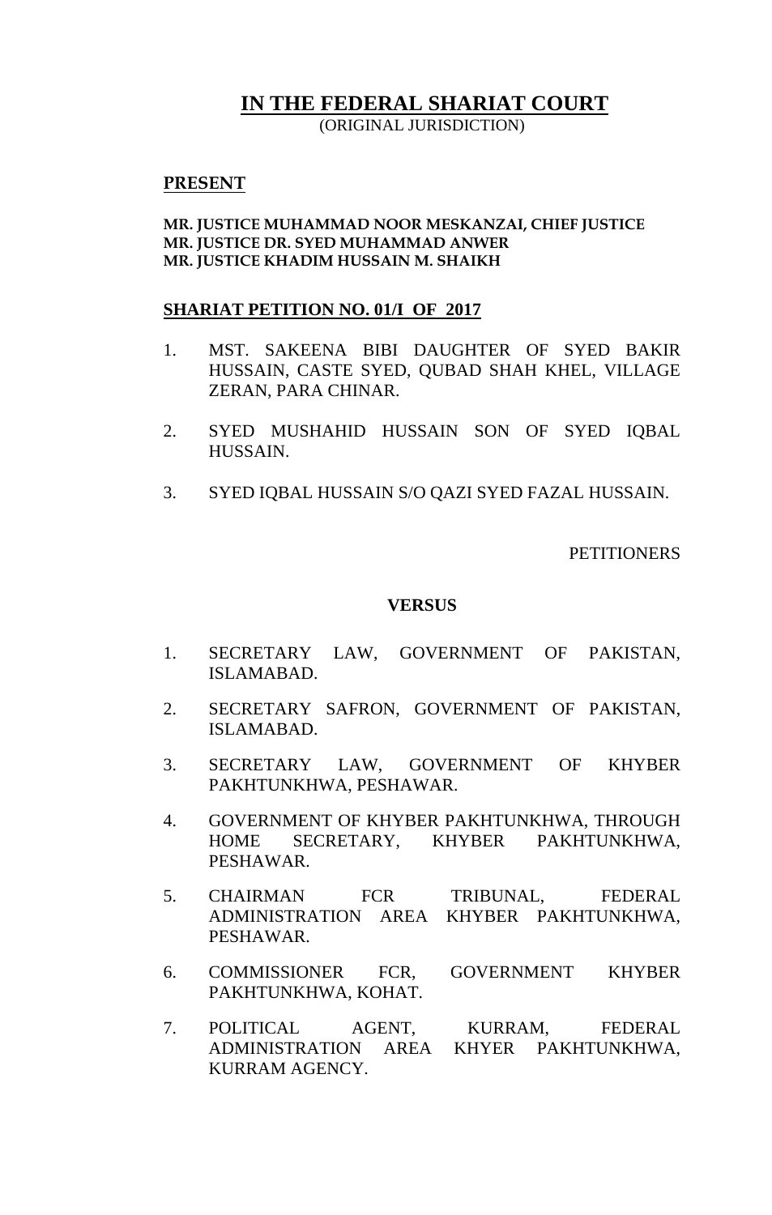# IN THE FEDERAL SHARIAT COURT

(ORIGINAL JURISDICTION)

## PRESENT

**MR. JUSTICE MUHAMMAD NOOR MESKANZAI, CHIEF JUSTICE**
**MR. JUSTICE DR. SYED MUHAMMAD ANWER**
**MR. JUSTICE KHADIM HUSSAIN M. SHAIKH**

## SHARIAT PETITION NO. 01/I OF 2017

1. MST. SAKEENA BIBI DAUGHTER OF SYED BAKIR HUSSAIN, CASTE SYED, QUBAD SHAH KHEL, VILLAGE ZERAN, PARA CHINAR.

2. SYED MUSHAHID HUSSAIN SON OF SYED IQBAL HUSSAIN.

3. SYED IQBAL HUSSAIN S/O QAZI SYED FAZAL HUSSAIN.

PETITIONERS

**VERSUS**

1. SECRETARY LAW, GOVERNMENT OF PAKISTAN, ISLAMABAD.

2. SECRETARY SAFRON, GOVERNMENT OF PAKISTAN, ISLAMABAD.

3. SECRETARY LAW, GOVERNMENT OF KHYBER PAKHTUNKHWA, PESHAWAR.

4. GOVERNMENT OF KHYBER PAKHTUNKHWA, THROUGH HOME SECRETARY, KHYBER PAKHTUNKHWA, PESHAWAR.

5. CHAIRMAN FCR TRIBUNAL, FEDERAL ADMINISTRATION AREA KHYBER PAKHTUNKHWA, PESHAWAR.

6. COMMISSIONER FCR, GOVERNMENT KHYBER PAKHTUNKHWA, KOHAT.

7. POLITICAL AGENT, KURRAM, FEDERAL ADMINISTRATION AREA KHYER PAKHTUNKHWA, KURRAM AGENCY.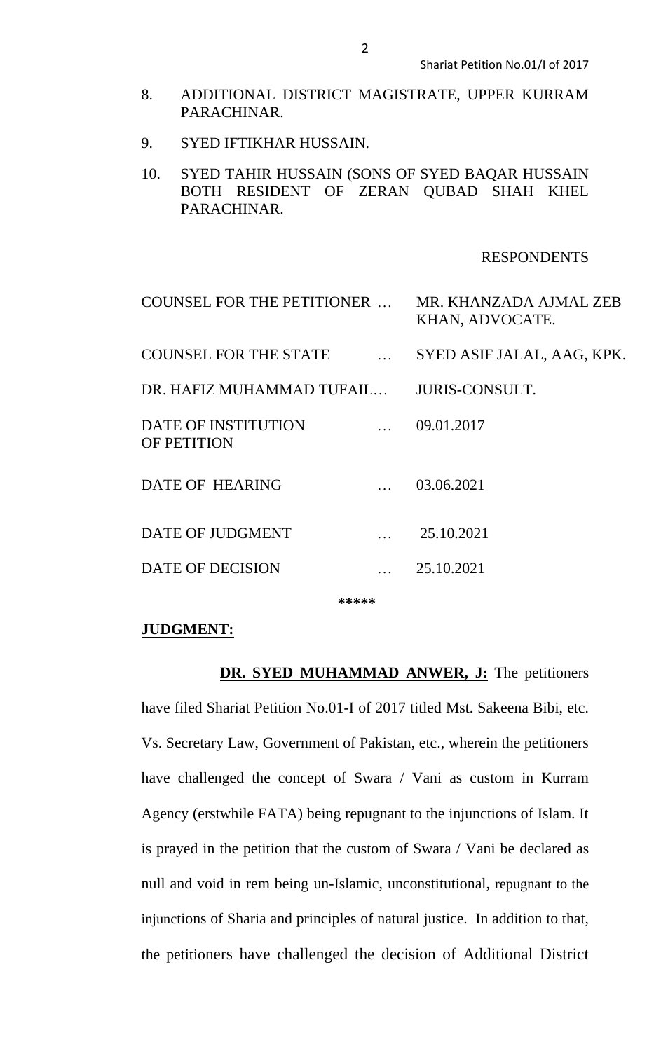8. ADDITIONAL DISTRICT MAGISTRATE, UPPER KURRAM PARACHINAR.

9. SYED IFTIKHAR HUSSAIN.

10. SYED TAHIR HUSSAIN (SONS OF SYED BAQAR HUSSAIN BOTH RESIDENT OF ZERAN QUBAD SHAH KHEL PARACHINAR.

RESPONDENTS

| | | |
|---|---|---|
| COUNSEL FOR THE PETITIONER | … | MR. KHANZADA AJMAL ZEB KHAN, ADVOCATE. |
| COUNSEL FOR THE STATE | … | SYED ASIF JALAL, AAG, KPK. |
| DR. HAFIZ MUHAMMAD TUFAIL | … | JURIS-CONSULT. |
| DATE OF INSTITUTION OF PETITION | … | 09.01.2017 |
| DATE OF HEARING | … | 03.06.2021 |
| DATE OF JUDGMENT | … | 25.10.2021 |
| DATE OF DECISION | … | 25.10.2021 |

*****

## JUDGMENT:

**DR. SYED MUHAMMAD ANWER, J:** The petitioners have filed Shariat Petition No.01-I of 2017 titled Mst. Sakeena Bibi, etc. Vs. Secretary Law, Government of Pakistan, etc., wherein the petitioners have challenged the concept of Swara / Vani as custom in Kurram Agency (erstwhile FATA) being repugnant to the injunctions of Islam. It is prayed in the petition that the custom of Swara / Vani be declared as null and void in rem being un-Islamic, unconstitutional, repugnant to the injunctions of Sharia and principles of natural justice. In addition to that, the petitioners have challenged the decision of Additional District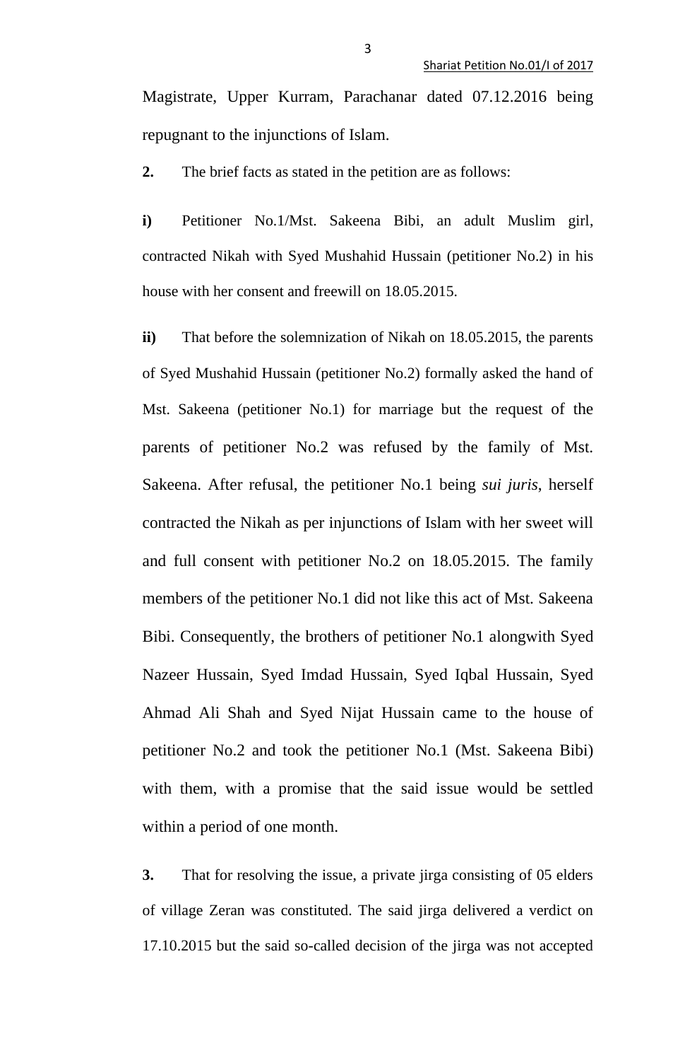Magistrate, Upper Kurram, Parachanar dated 07.12.2016 being repugnant to the injunctions of Islam.

**2.** The brief facts as stated in the petition are as follows:

**i)** Petitioner No.1/Mst. Sakeena Bibi, an adult Muslim girl, contracted Nikah with Syed Mushahid Hussain (petitioner No.2) in his house with her consent and freewill on 18.05.2015.

**ii)** That before the solemnization of Nikah on 18.05.2015, the parents of Syed Mushahid Hussain (petitioner No.2) formally asked the hand of Mst. Sakeena (petitioner No.1) for marriage but the request of the parents of petitioner No.2 was refused by the family of Mst. Sakeena. After refusal, the petitioner No.1 being *sui juris*, herself contracted the Nikah as per injunctions of Islam with her sweet will and full consent with petitioner No.2 on 18.05.2015. The family members of the petitioner No.1 did not like this act of Mst. Sakeena Bibi. Consequently, the brothers of petitioner No.1 alongwith Syed Nazeer Hussain, Syed Imdad Hussain, Syed Iqbal Hussain, Syed Ahmad Ali Shah and Syed Nijat Hussain came to the house of petitioner No.2 and took the petitioner No.1 (Mst. Sakeena Bibi) with them, with a promise that the said issue would be settled within a period of one month.

**3.** That for resolving the issue, a private jirga consisting of 05 elders of village Zeran was constituted. The said jirga delivered a verdict on 17.10.2015 but the said so-called decision of the jirga was not accepted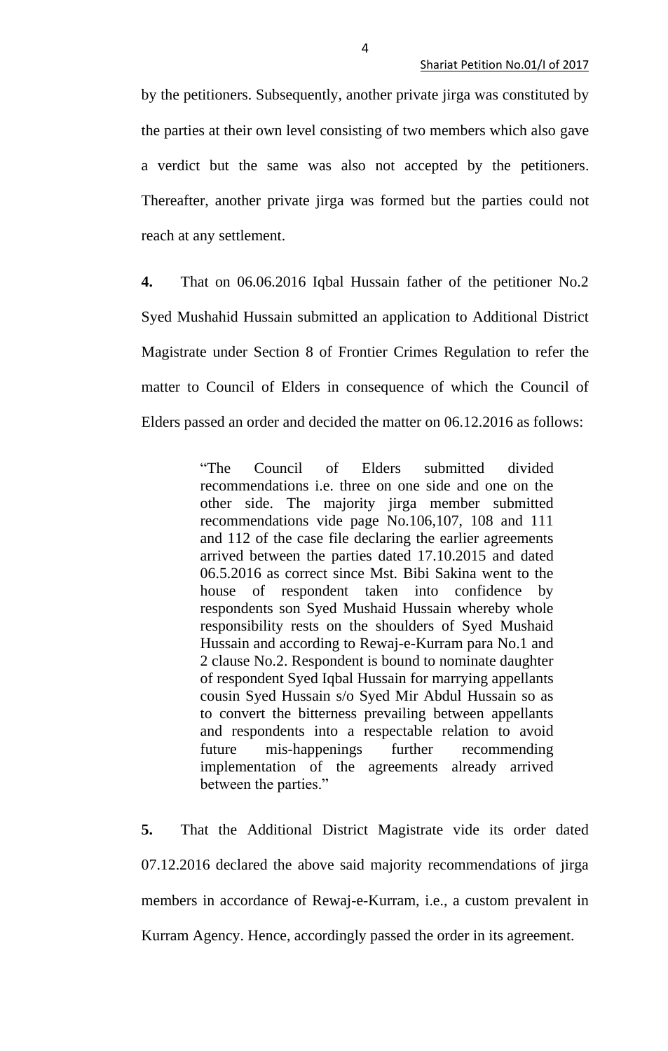by the petitioners. Subsequently, another private jirga was constituted by the parties at their own level consisting of two members which also gave a verdict but the same was also not accepted by the petitioners. Thereafter, another private jirga was formed but the parties could not reach at any settlement.

**4.** That on 06.06.2016 Iqbal Hussain father of the petitioner No.2 Syed Mushahid Hussain submitted an application to Additional District Magistrate under Section 8 of Frontier Crimes Regulation to refer the matter to Council of Elders in consequence of which the Council of Elders passed an order and decided the matter on 06.12.2016 as follows:

> "The Council of Elders submitted divided recommendations i.e. three on one side and one on the other side. The majority jirga member submitted recommendations vide page No.106,107, 108 and 111 and 112 of the case file declaring the earlier agreements arrived between the parties dated 17.10.2015 and dated 06.5.2016 as correct since Mst. Bibi Sakina went to the house of respondent taken into confidence by respondents son Syed Mushaid Hussain whereby whole responsibility rests on the shoulders of Syed Mushaid Hussain and according to Rewaj-e-Kurram para No.1 and 2 clause No.2. Respondent is bound to nominate daughter of respondent Syed Iqbal Hussain for marrying appellants cousin Syed Hussain s/o Syed Mir Abdul Hussain so as to convert the bitterness prevailing between appellants and respondents into a respectable relation to avoid future mis-happenings further recommending implementation of the agreements already arrived between the parties."

**5.** That the Additional District Magistrate vide its order dated 07.12.2016 declared the above said majority recommendations of jirga members in accordance of Rewaj-e-Kurram, i.e., a custom prevalent in Kurram Agency. Hence, accordingly passed the order in its agreement.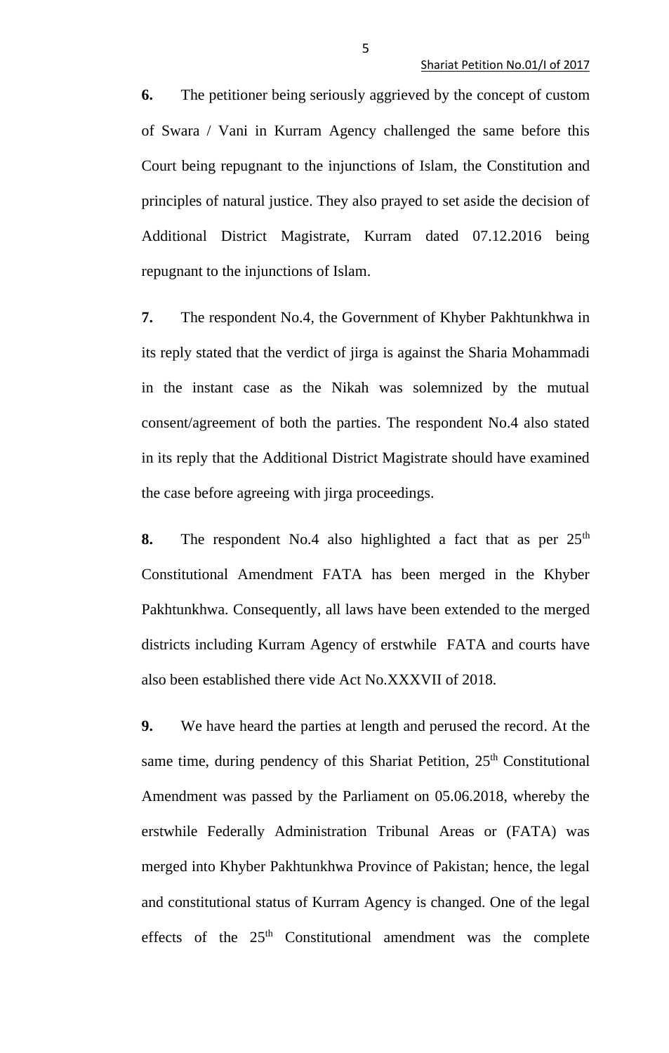**6.** The petitioner being seriously aggrieved by the concept of custom of Swara / Vani in Kurram Agency challenged the same before this Court being repugnant to the injunctions of Islam, the Constitution and principles of natural justice. They also prayed to set aside the decision of Additional District Magistrate, Kurram dated 07.12.2016 being repugnant to the injunctions of Islam.

**7.** The respondent No.4, the Government of Khyber Pakhtunkhwa in its reply stated that the verdict of jirga is against the Sharia Mohammadi in the instant case as the Nikah was solemnized by the mutual consent/agreement of both the parties. The respondent No.4 also stated in its reply that the Additional District Magistrate should have examined the case before agreeing with jirga proceedings.

**8.** The respondent No.4 also highlighted a fact that as per 25th Constitutional Amendment FATA has been merged in the Khyber Pakhtunkhwa. Consequently, all laws have been extended to the merged districts including Kurram Agency of erstwhile FATA and courts have also been established there vide Act No.XXXVII of 2018.

**9.** We have heard the parties at length and perused the record. At the same time, during pendency of this Shariat Petition, 25th Constitutional Amendment was passed by the Parliament on 05.06.2018, whereby the erstwhile Federally Administration Tribunal Areas or (FATA) was merged into Khyber Pakhtunkhwa Province of Pakistan; hence, the legal and constitutional status of Kurram Agency is changed. One of the legal effects of the 25th Constitutional amendment was the complete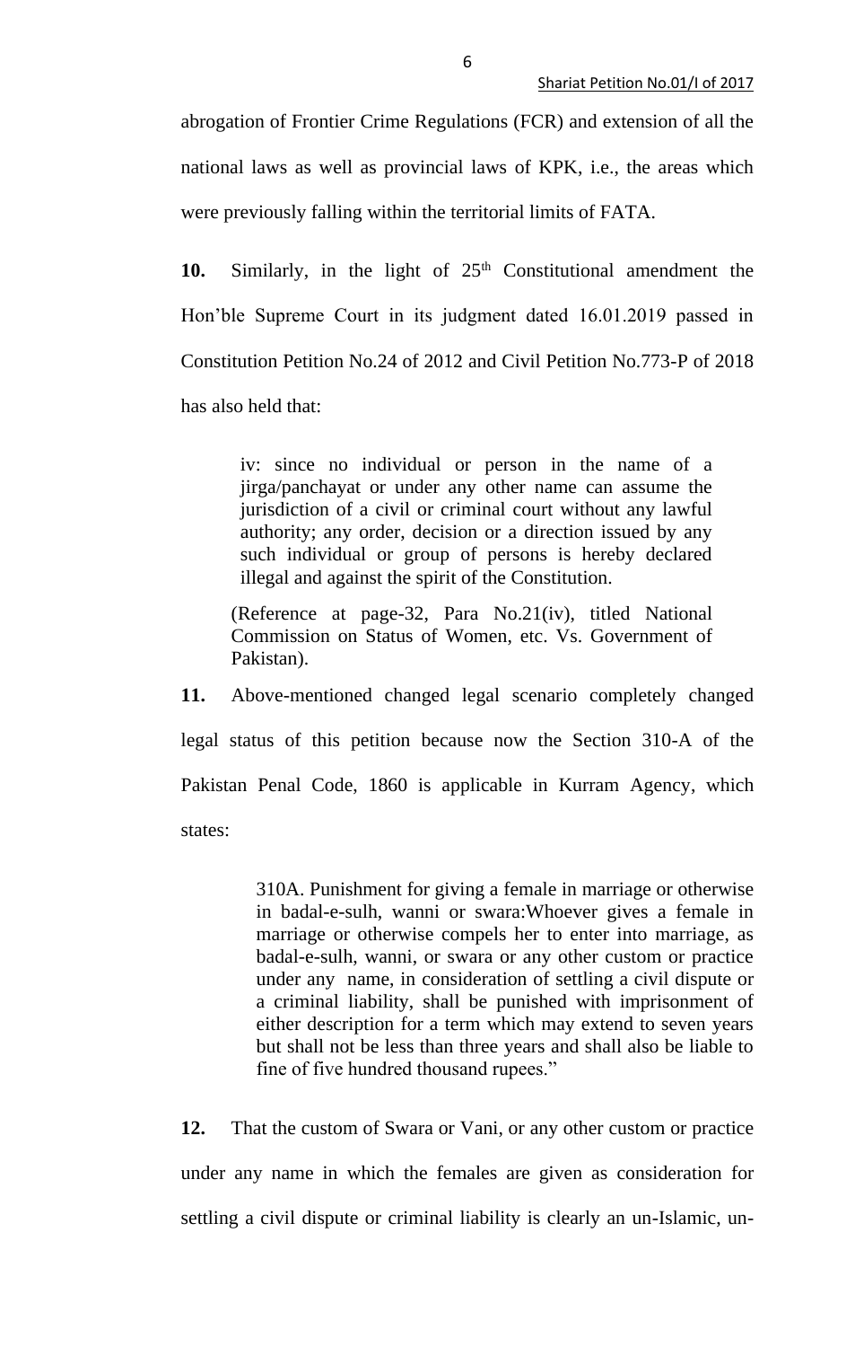abrogation of Frontier Crime Regulations (FCR) and extension of all the national laws as well as provincial laws of KPK, i.e., the areas which were previously falling within the territorial limits of FATA.

**10.** Similarly, in the light of 25th Constitutional amendment the Hon'ble Supreme Court in its judgment dated 16.01.2019 passed in Constitution Petition No.24 of 2012 and Civil Petition No.773-P of 2018 has also held that:

> iv: since no individual or person in the name of a jirga/panchayat or under any other name can assume the jurisdiction of a civil or criminal court without any lawful authority; any order, decision or a direction issued by any such individual or group of persons is hereby declared illegal and against the spirit of the Constitution.
>
> (Reference at page-32, Para No.21(iv), titled National Commission on Status of Women, etc. Vs. Government of Pakistan).

**11.** Above-mentioned changed legal scenario completely changed legal status of this petition because now the Section 310-A of the Pakistan Penal Code, 1860 is applicable in Kurram Agency, which states:

> 310A. Punishment for giving a female in marriage or otherwise in badal-e-sulh, wanni or swara:Whoever gives a female in marriage or otherwise compels her to enter into marriage, as badal-e-sulh, wanni, or swara or any other custom or practice under any name, in consideration of settling a civil dispute or a criminal liability, shall be punished with imprisonment of either description for a term which may extend to seven years but shall not be less than three years and shall also be liable to fine of five hundred thousand rupees."

**12.** That the custom of Swara or Vani, or any other custom or practice under any name in which the females are given as consideration for settling a civil dispute or criminal liability is clearly an un-Islamic, un-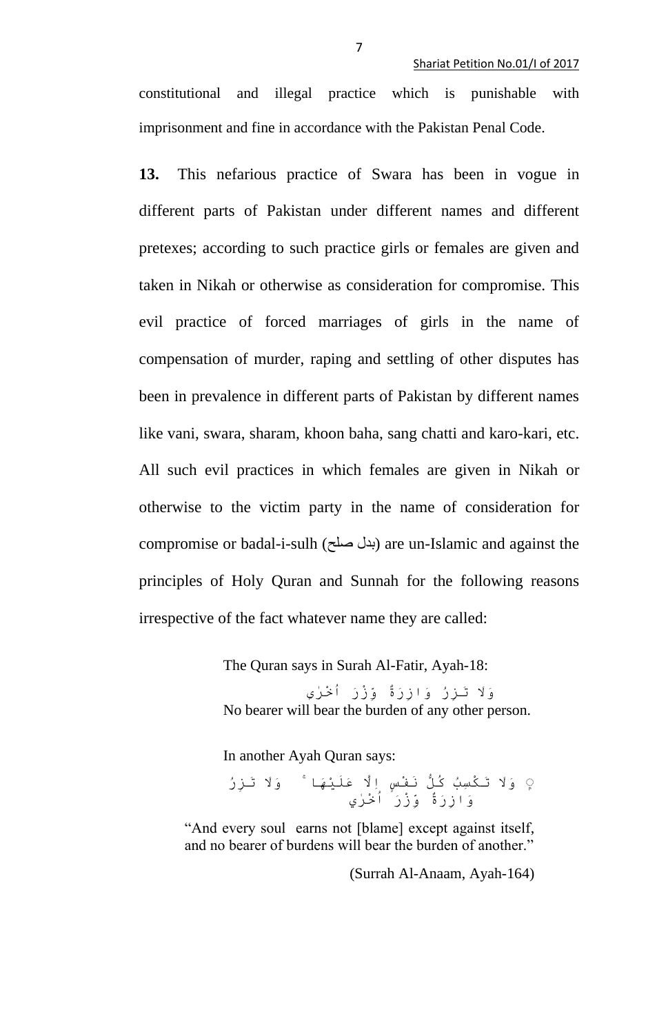constitutional and illegal practice which is punishable with imprisonment and fine in accordance with the Pakistan Penal Code.

**13.** This nefarious practice of Swara has been in vogue in different parts of Pakistan under different names and different pretexes; according to such practice girls or females are given and taken in Nikah or otherwise as consideration for compromise. This evil practice of forced marriages of girls in the name of compensation of murder, raping and settling of other disputes has been in prevalence in different parts of Pakistan by different names like vani, swara, sharam, khoon baha, sang chatti and karo-kari, etc. All such evil practices in which females are given in Nikah or otherwise to the victim party in the name of consideration for compromise or badal-i-sulh (بدل صلح) are un-Islamic and against the principles of Holy Quran and Sunnah for the following reasons irrespective of the fact whatever name they are called:

> The Quran says in Surah Al-Fatir, Ayah-18:
>
> وَلَا تَزِرُ وَازِرَةٌ وِزْرَ أُخْرٰي
>
> No bearer will bear the burden of any other person.
>
> In another Ayah Quran says:
>
> وَلَا تَكْسِبُ كُلُّ نَفْسٍ إِلَّا عَلَيْهَا ۚ وَلَا تَزِرُ وَازِرَةٌ وِزْرَ أُخْرٰي
>
> "And every soul earns not [blame] except against itself, and no bearer of burdens will bear the burden of another."
>
> (Surrah Al-Anaam, Ayah-164)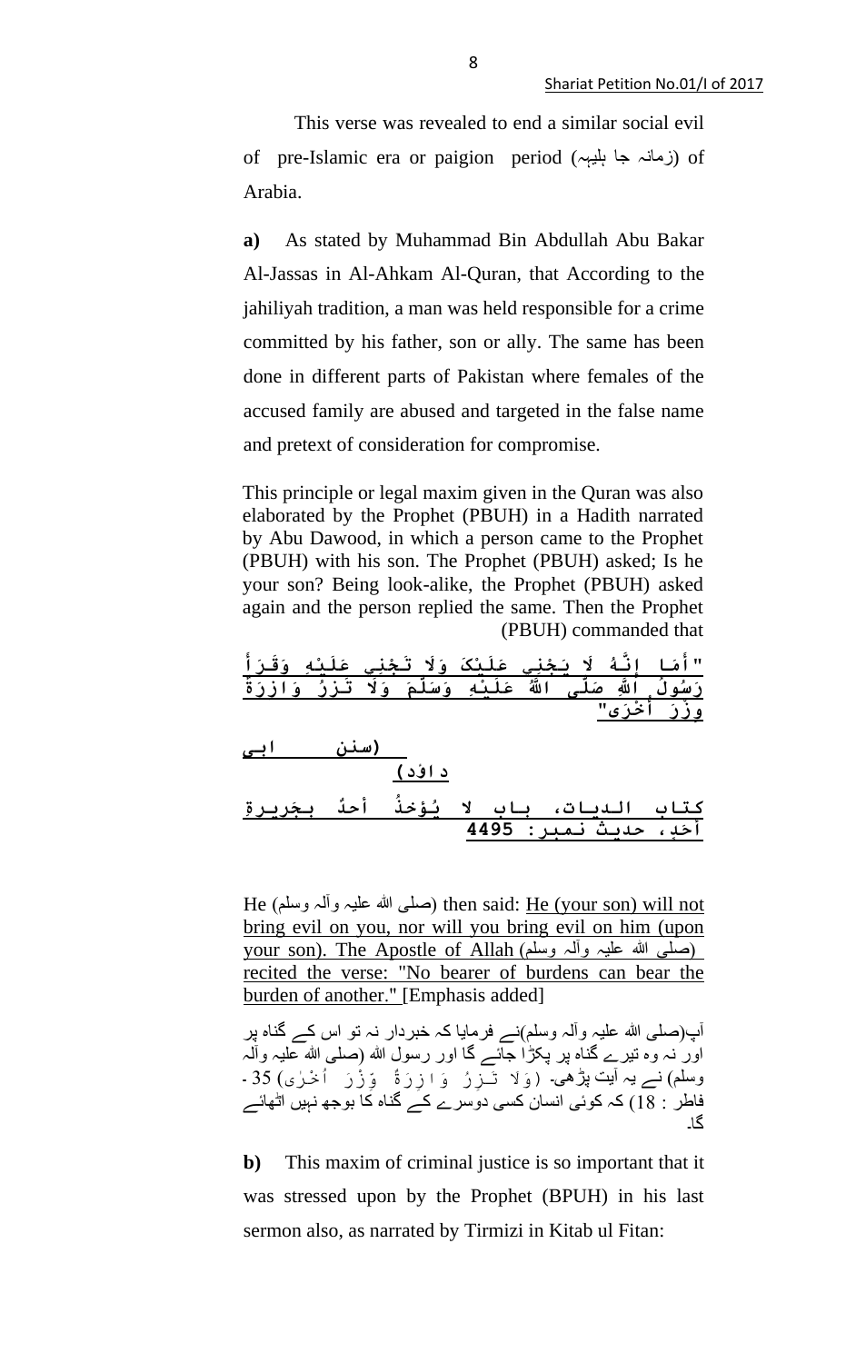This verse was revealed to end a similar social evil of pre-Islamic era or paigion period (زمانہ جا ہلیہ) of Arabia.

**a)** As stated by Muhammad Bin Abdullah Abu Bakar Al-Jassas in Al-Ahkam Al-Quran, that According to the jahiliyah tradition, a man was held responsible for a crime committed by his father, son or ally. The same has been done in different parts of Pakistan where females of the accused family are abused and targeted in the false name and pretext of consideration for compromise.

This principle or legal maxim given in the Quran was also elaborated by the Prophet (PBUH) in a Hadith narrated by Abu Dawood, in which a person came to the Prophet (PBUH) with his son. The Prophet (PBUH) asked; Is he your son? Being look-alike, the Prophet (PBUH) asked again and the person replied the same. Then the Prophet (PBUH) commanded that

"أَمَا إِنَّهُ لَا يَجْنِي عَلَيْكَ وَلَا تَجْنِي عَلَيْهِ وَقَرَأَ رَسُولُ اللَّهِ صَلَّى اللَّهُ عَلَيْهِ وَسَلَّمَ وَلَا تَزِرُ وَازِرَةٌ وِزْرَ أُخْرَى"

(سنن ابی داؤد)

كتاب الديات، باب لا يُؤخذُ أحدٌ بجَرِيرةِ أخيهِ، حديث نمبر: 4495

He (صلی اللہ علیہ وآلہ وسلم) then said: He (your son) will not bring evil on you, nor will you bring evil on him (upon your son). The Apostle of Allah (صلی اللہ علیہ وآلہ وسلم) recited the verse: "No bearer of burdens can bear the burden of another." [Emphasis added]

آپ(صلی اللہ علیہ وآلہ وسلم)نے فرمایا کہ خبردار نہ تو اس کے گناہ پر اور نہ وہ تیرے گناہ پر پکڑا جائے گا اور رسول اللہ (صلی اللہ علیہ وآلہ وسلم) نے یہ آیت پڑھی۔ (وَلَا تَزِرُ وَازِرَةٌ وِّزْرَ اُخْرٰى) 35۔ فاطر : 18) کہ کوئی انسان کسی دوسرے کے گناہ کا بوجھ نہیں اٹھائے گا۔

**b)** This maxim of criminal justice is so important that it was stressed upon by the Prophet (BPUH) in his last sermon also, as narrated by Tirmizi in Kitab ul Fitan: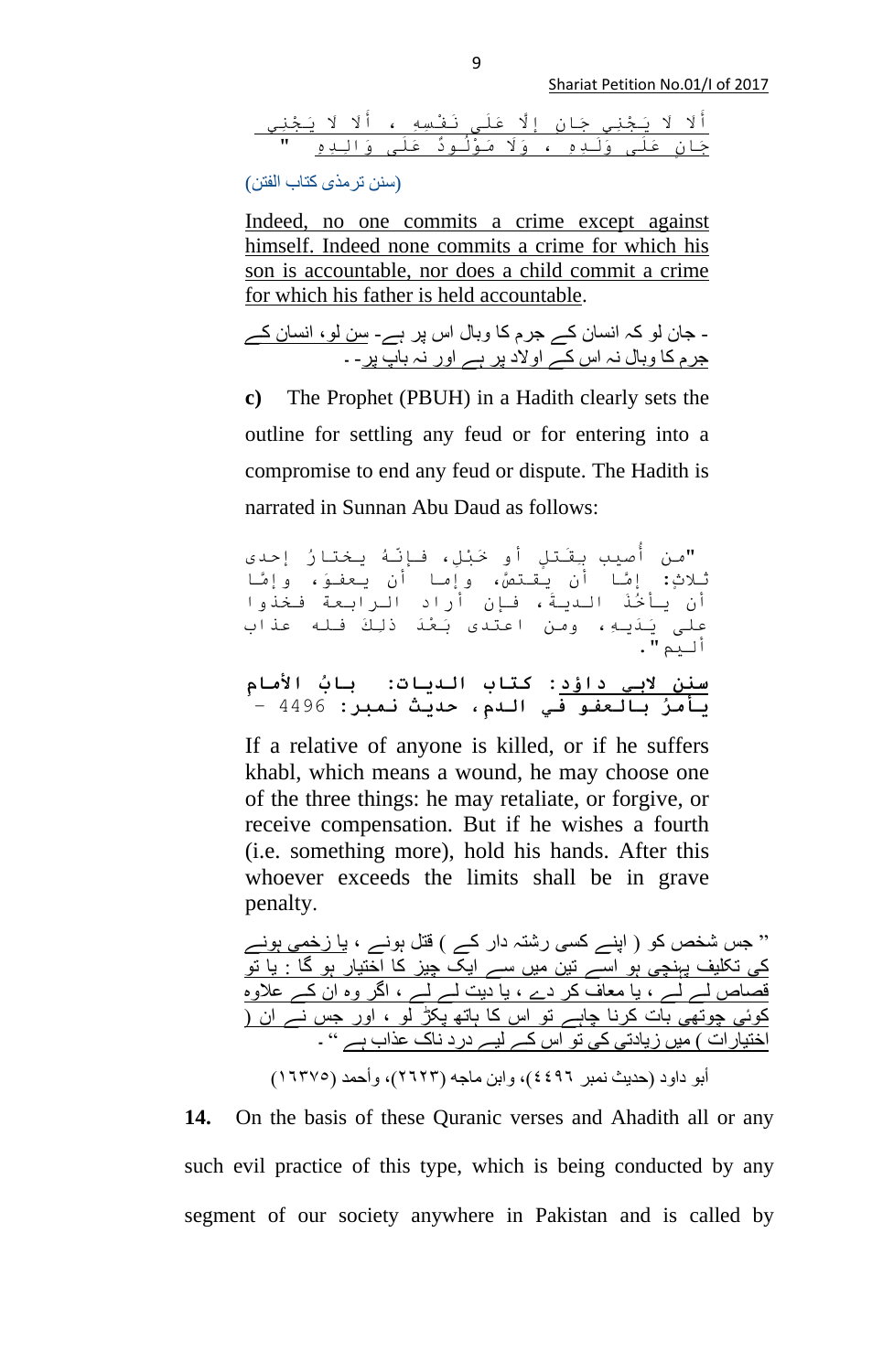أَلَا لَا يَجْنِي جَانٍ إِلَّا عَلَى نَفْسِهِ ، أَلَا لَا يَجْنِي جَانٍ عَلَى وَلَدِهِ ، وَلَا مَوْلُودٌ عَلَى وَالِدِهِ "

(سنن ترمذی کتاب الفتن)

Indeed, no one commits a crime except against himself. Indeed none commits a crime for which his son is accountable, nor does a child commit a crime for which his father is held accountable.

- جان لو کہ انسان کے جرم کا وبال اس پر ہے- سن لو، انسان کے جرم کا وبال نہ اس کے اولاد پر ہے اور نہ باپ پر- ۔

**c)** The Prophet (PBUH) in a Hadith clearly sets the outline for settling any feud or for entering into a compromise to end any feud or dispute. The Hadith is narrated in Sunnan Abu Daud as follows:

"من أُصيب بقَتلٍ أو خَبْلٍ، فإنّهُ يختارُ إحدى ثلاثٍ: إمَّا أن يقتصَّ، وإما أن يعفوَ، وإمَّا أن يأخُذَ الديةَ، فإن أراد الرابعة فخذوا على يَدَيهِ، ومن اعتدى بَعْدَ ذلكَ فله عذاب أليم".

سنن لابي داؤد: كتاب الديات: بابُ الأمامِ يأمرُ بالعفو في الدمِ، حديث نمبر: 4496 -

If a relative of anyone is killed, or if he suffers khabl, which means a wound, he may choose one of the three things: he may retaliate, or forgive, or receive compensation. But if he wishes a fourth (i.e. something more), hold his hands. After this whoever exceeds the limits shall be in grave penalty.

" جس شخص کو ( اپنے کسی رشتہ دار کے ) قتل ہونے ، یا زخمی ہونے کی تکلیف پہنچی ہو اسے تین میں سے ایک چیز کا اختیار ہو گا : یا تو قصاص لے لے ، یا معاف کر دے ، یا دیت لے لے ، اگر وہ ان کے علاوہ کوئی چوتھی بات کرنا چاہے تو اس کا ہاتھ پکڑ لو ، اور جس نے ان ( اختیارات ) میں زیادتی کی تو اس کے لیے درد ناک عذاب ہے " ۔

أبو داود (حديث نمبر ٤٤٩٦)، وابن ماجه (٢٦٢٣)، وأحمد (١٦٣٧٥)

**14.** On the basis of these Quranic verses and Ahadith all or any such evil practice of this type, which is being conducted by any segment of our society anywhere in Pakistan and is called by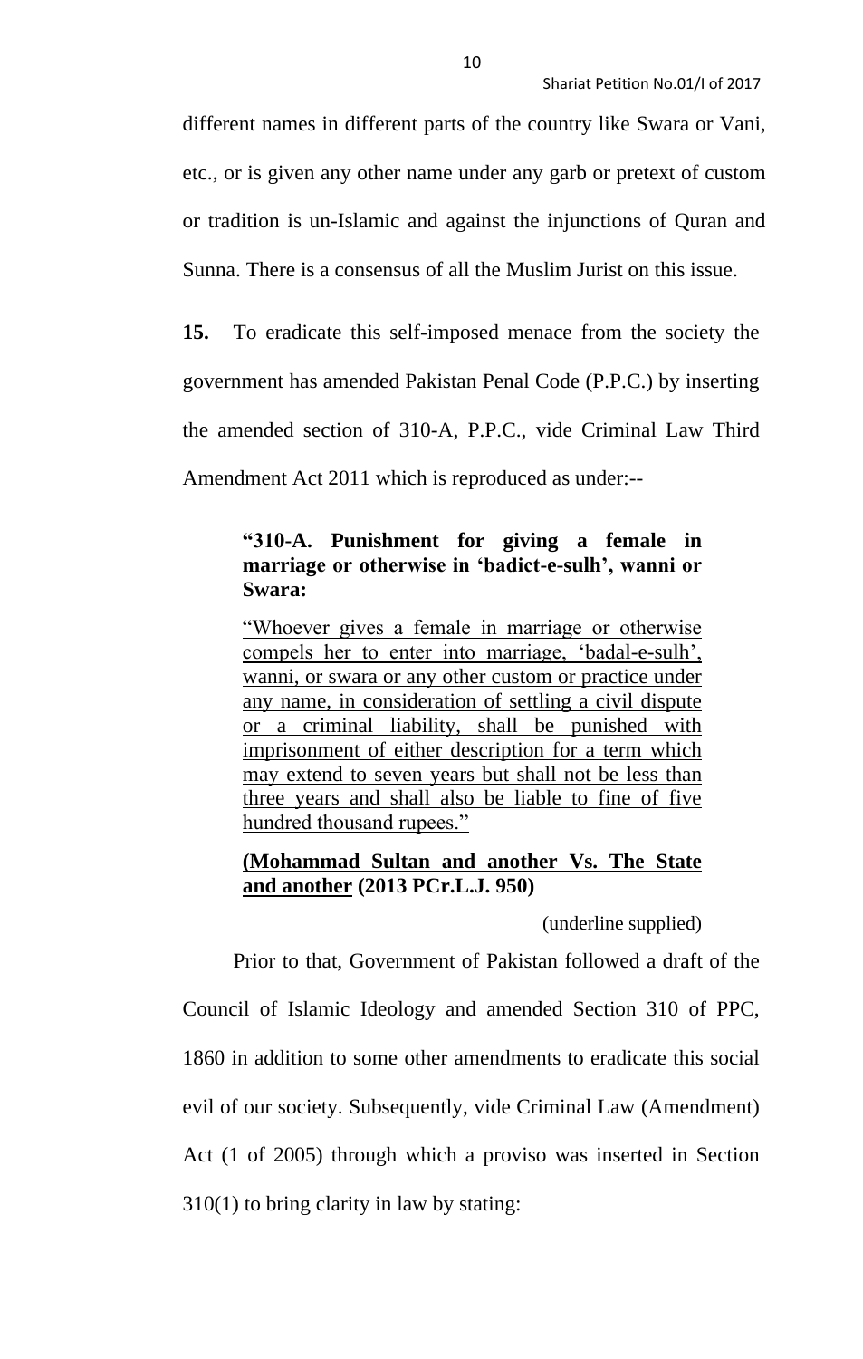different names in different parts of the country like Swara or Vani, etc., or is given any other name under any garb or pretext of custom or tradition is un-Islamic and against the injunctions of Quran and Sunna. There is a consensus of all the Muslim Jurist on this issue.

**15.** To eradicate this self-imposed menace from the society the government has amended Pakistan Penal Code (P.P.C.) by inserting the amended section of 310-A, P.P.C., vide Criminal Law Third Amendment Act 2011 which is reproduced as under:--

> **"310-A. Punishment for giving a female in marriage or otherwise in 'badict-e-sulh', wanni or Swara:**
>
> <u>"Whoever gives a female in marriage or otherwise compels her to enter into marriage, 'badal-e-sulh', wanni, or swara or any other custom or practice under any name, in consideration of settling a civil dispute or a criminal liability, shall be punished with imprisonment of either description for a term which may extend to seven years but shall not be less than three years and shall also be liable to fine of five hundred thousand rupees."</u>
>
> **<u>(Mohammad Sultan and another Vs. The State and another</u> (2013 PCr.L.J. 950)**
>
> (underline supplied)

Prior to that, Government of Pakistan followed a draft of the Council of Islamic Ideology and amended Section 310 of PPC, 1860 in addition to some other amendments to eradicate this social evil of our society. Subsequently, vide Criminal Law (Amendment) Act (1 of 2005) through which a proviso was inserted in Section 310(1) to bring clarity in law by stating: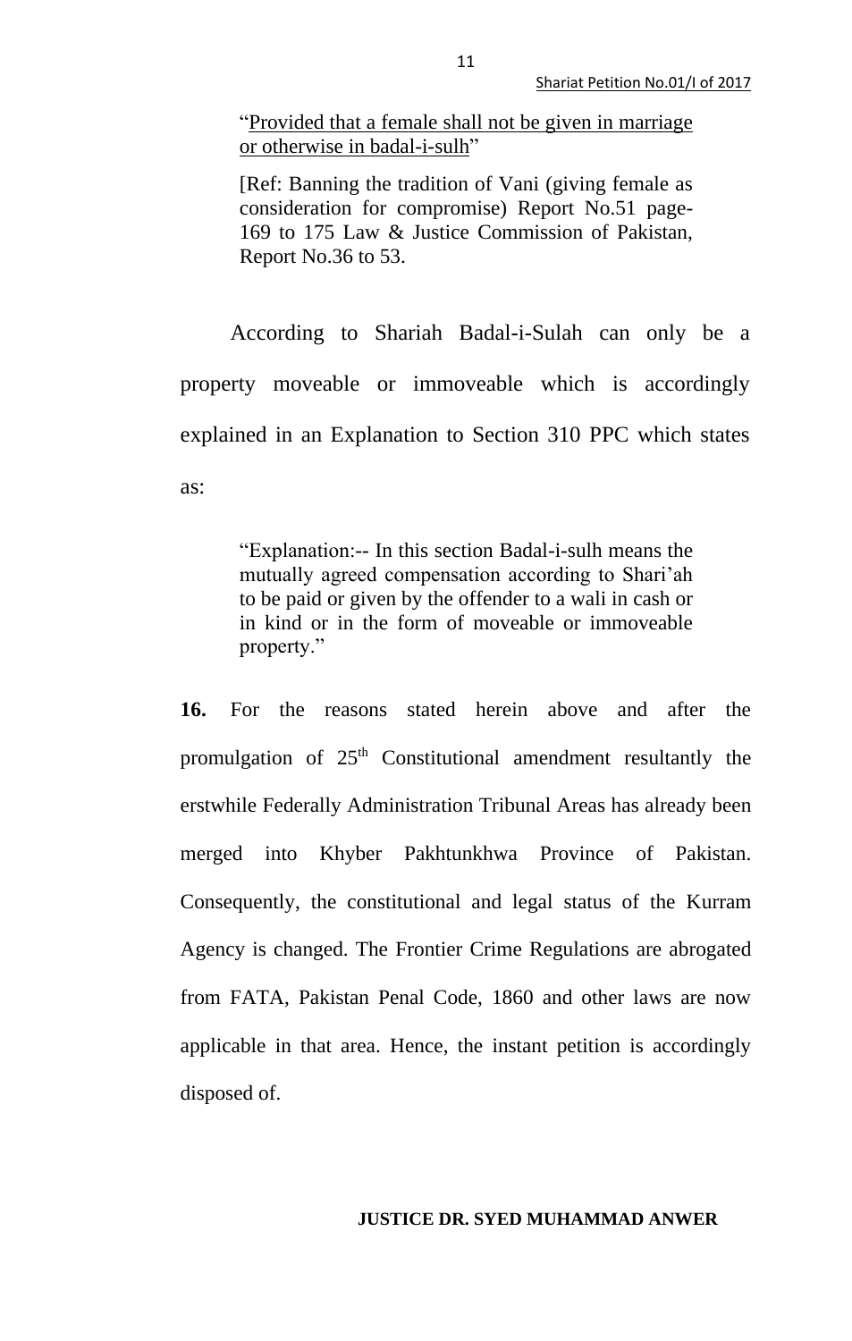> "<u>Provided that a female shall not be given in marriage or otherwise in badal-i-sulh</u>"
>
> [Ref: Banning the tradition of Vani (giving female as consideration for compromise) Report No.51 page-169 to 175 Law & Justice Commission of Pakistan, Report No.36 to 53.

According to Shariah Badal-i-Sulah can only be a property moveable or immoveable which is accordingly explained in an Explanation to Section 310 PPC which states as:

> "Explanation:-- In this section Badal-i-sulh means the mutually agreed compensation according to Shari'ah to be paid or given by the offender to a wali in cash or in kind or in the form of moveable or immoveable property."

**16.** For the reasons stated herein above and after the promulgation of 25th Constitutional amendment resultantly the erstwhile Federally Administration Tribunal Areas has already been merged into Khyber Pakhtunkhwa Province of Pakistan. Consequently, the constitutional and legal status of the Kurram Agency is changed. The Frontier Crime Regulations are abrogated from FATA, Pakistan Penal Code, 1860 and other laws are now applicable in that area. Hence, the instant petition is accordingly disposed of.

**JUSTICE DR. SYED MUHAMMAD ANWER**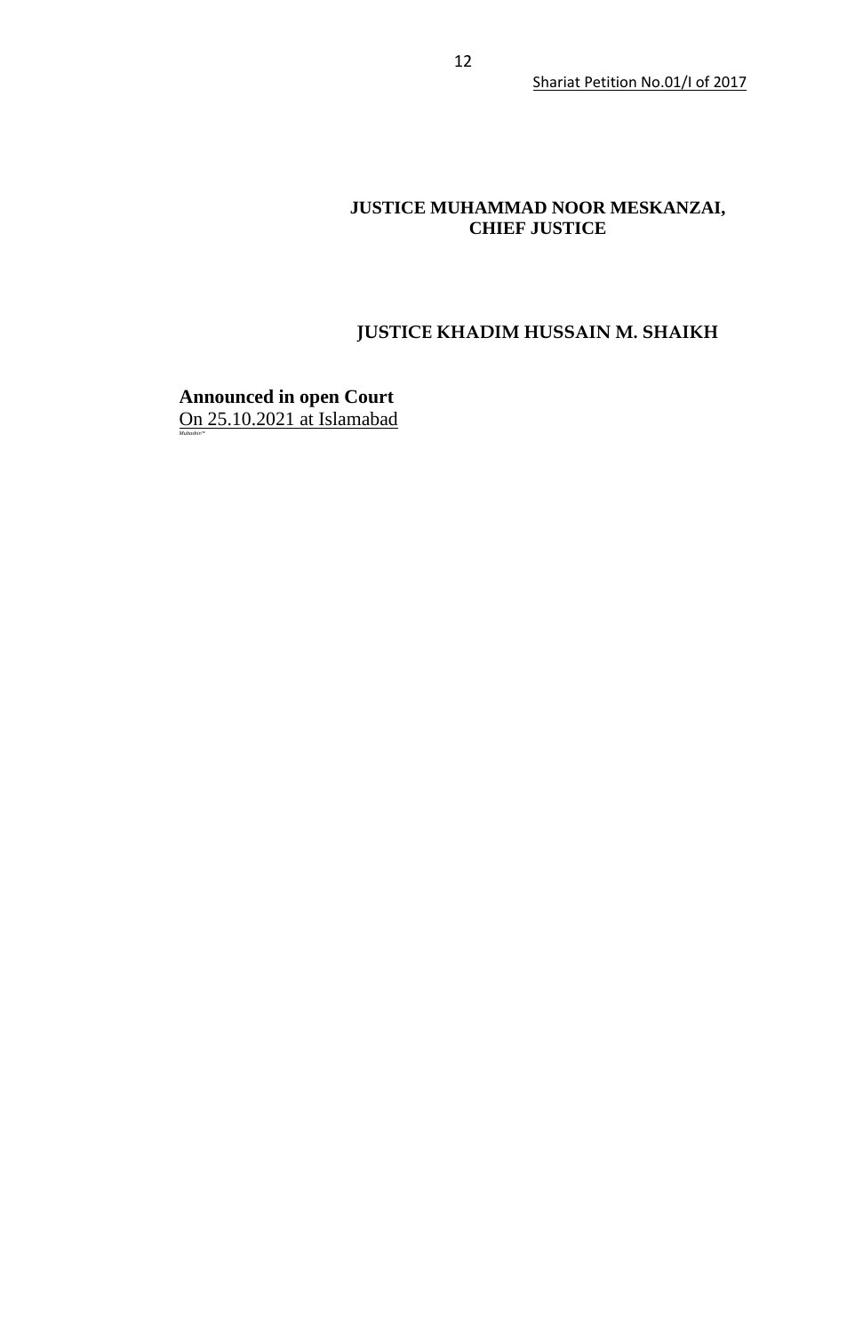**JUSTICE MUHAMMAD NOOR MESKANZAI, CHIEF JUSTICE**

**JUSTICE KHADIM HUSSAIN M. SHAIKH**

**Announced in open Court**
On 25.10.2021 at Islamabad

*Mubashir\**